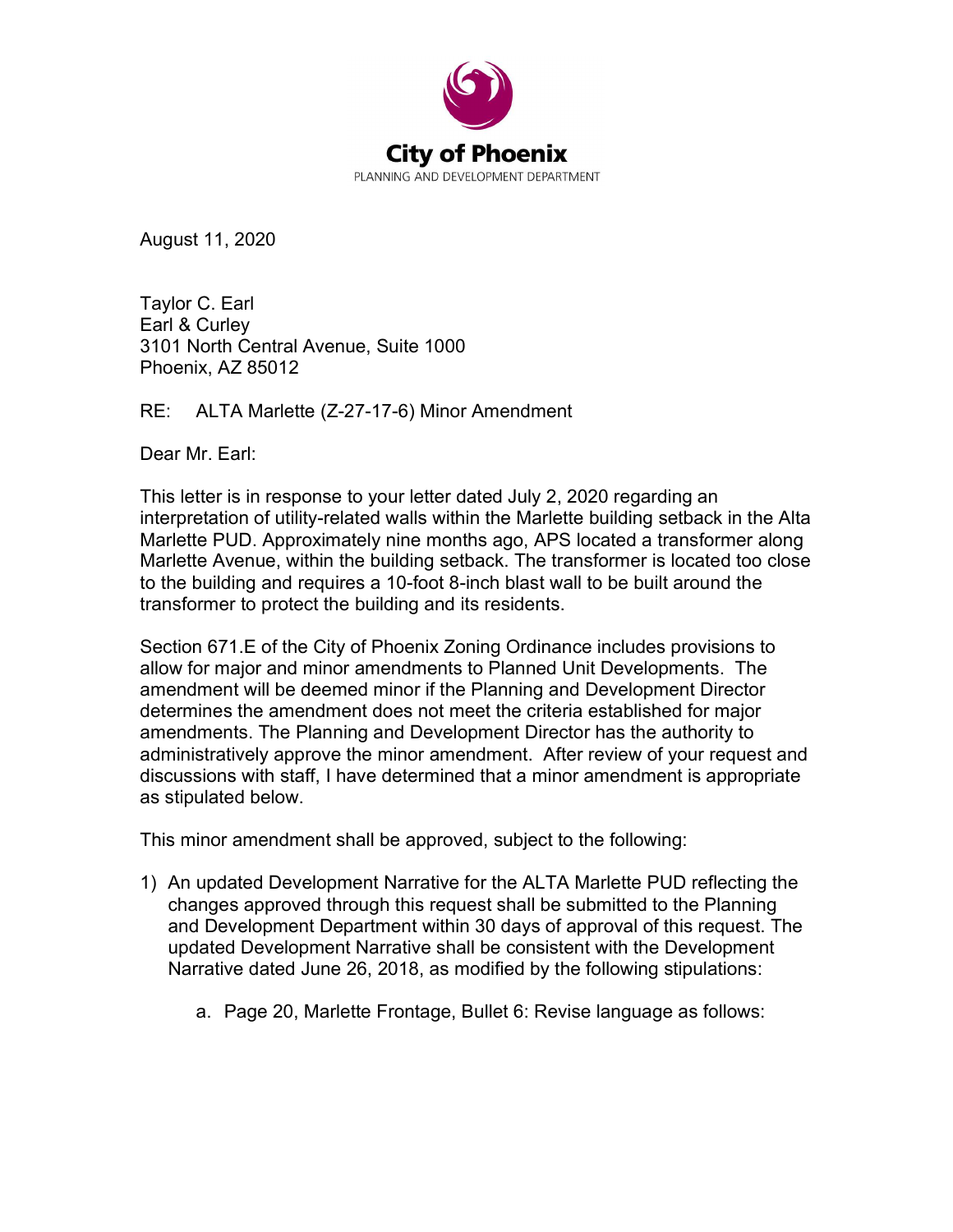**City of Phoenix**

PLANNING AND DEVELOPMENT DEPARTMENT

August 11, 2020

Taylor C. Earl
Earl & Curley
3101 North Central Avenue, Suite 1000
Phoenix, AZ 85012

RE: ALTA Marlette (Z-27-17-6) Minor Amendment

Dear Mr. Earl:

This letter is in response to your letter dated July 2, 2020 regarding an interpretation of utility-related walls within the Marlette building setback in the Alta Marlette PUD. Approximately nine months ago, APS located a transformer along Marlette Avenue, within the building setback. The transformer is located too close to the building and requires a 10-foot 8-inch blast wall to be built around the transformer to protect the building and its residents.

Section 671.E of the City of Phoenix Zoning Ordinance includes provisions to allow for major and minor amendments to Planned Unit Developments. The amendment will be deemed minor if the Planning and Development Director determines the amendment does not meet the criteria established for major amendments. The Planning and Development Director has the authority to administratively approve the minor amendment. After review of your request and discussions with staff, I have determined that a minor amendment is appropriate as stipulated below.

This minor amendment shall be approved, subject to the following:

1) An updated Development Narrative for the ALTA Marlette PUD reflecting the changes approved through this request shall be submitted to the Planning and Development Department within 30 days of approval of this request. The updated Development Narrative shall be consistent with the Development Narrative dated June 26, 2018, as modified by the following stipulations:

   a. Page 20, Marlette Frontage, Bullet 6: Revise language as follows: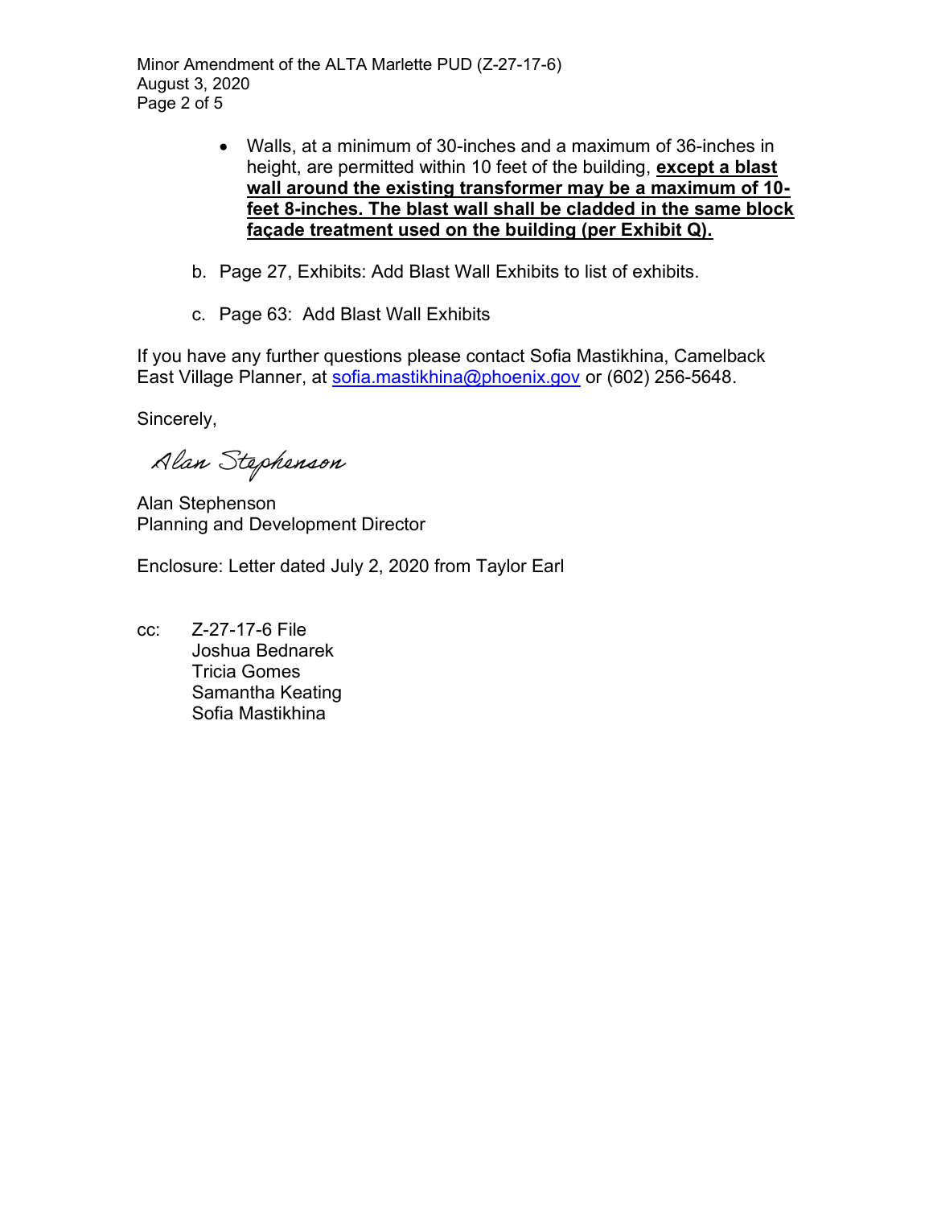- Walls, at a minimum of 30-inches and a maximum of 36-inches in height, are permitted within 10 feet of the building, **except a blast wall around the existing transformer may be a maximum of 10-feet 8-inches. The blast wall shall be cladded in the same block façade treatment used on the building (per Exhibit Q).**

b. Page 27, Exhibits: Add Blast Wall Exhibits to list of exhibits.

c. Page 63: Add Blast Wall Exhibits

If you have any further questions please contact Sofia Mastikhina, Camelback East Village Planner, at sofia.mastikhina@phoenix.gov or (602) 256-5648.

Sincerely,

Alan Stephenson

Alan Stephenson
Planning and Development Director

Enclosure: Letter dated July 2, 2020 from Taylor Earl

cc: Z-27-17-6 File
Joshua Bednarek
Tricia Gomes
Samantha Keating
Sofia Mastikhina